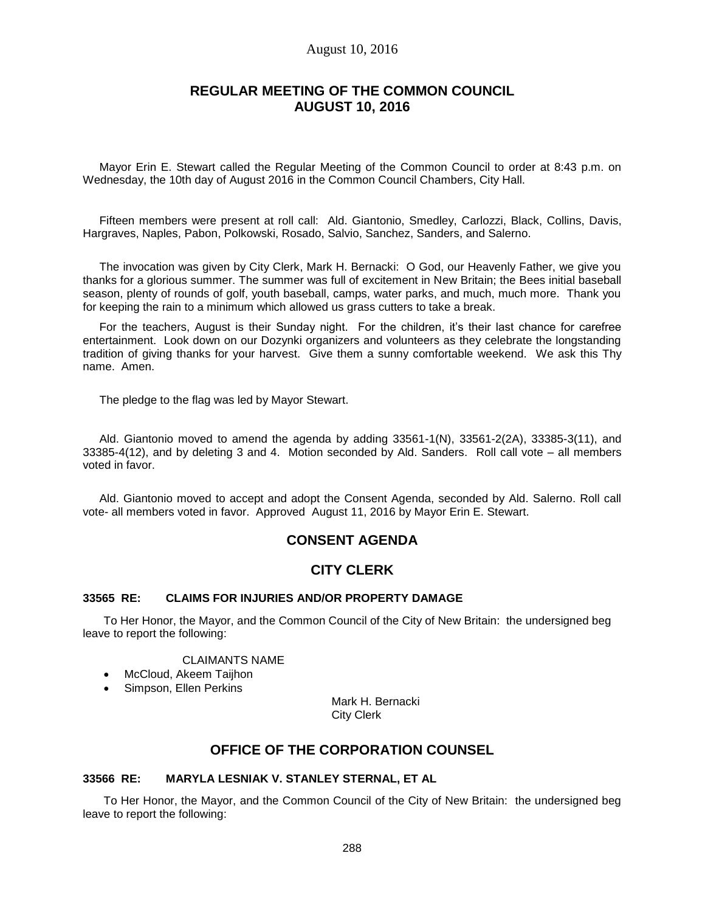# REGULAR MEETING OF THE COMMON COUNCIL AUGUST 10, 2016

Mayor Erin E. Stewart called the Regular Meeting of the Common Council to order at 8:43 p.m. on Wednesday, the 10th day of August 2016 in the Common Council Chambers, City Hall.

Fifteen members were present at roll call: Ald. Giantonio, Smedley, Carlozzi, Black, Collins, Davis, Hargraves, Naples, Pabon, Polkowski, Rosado, Salvio, Sanchez, Sanders, and Salerno.

The invocation was given by City Clerk, Mark H. Bernacki: O God, our Heavenly Father, we give you thanks for a glorious summer. The summer was full of excitement in New Britain; the Bees initial baseball season, plenty of rounds of golf, youth baseball, camps, water parks, and much, much more. Thank you for keeping the rain to a minimum which allowed us grass cutters to take a break.

For the teachers, August is their Sunday night. For the children, it's their last chance for carefree entertainment. Look down on our Dozynki organizers and volunteers as they celebrate the longstanding tradition of giving thanks for your harvest. Give them a sunny comfortable weekend. We ask this Thy name. Amen.

The pledge to the flag was led by Mayor Stewart.

Ald. Giantonio moved to amend the agenda by adding 33561-1(N), 33561-2(2A), 33385-3(11), and 33385-4(12), and by deleting 3 and 4. Motion seconded by Ald. Sanders. Roll call vote – all members voted in favor.

Ald. Giantonio moved to accept and adopt the Consent Agenda, seconded by Ald. Salerno. Roll call vote- all members voted in favor. Approved August 11, 2016 by Mayor Erin E. Stewart.

## CONSENT AGENDA

## CITY CLERK

### 33565 RE: CLAIMS FOR INJURIES AND/OR PROPERTY DAMAGE

To Her Honor, the Mayor, and the Common Council of the City of New Britain: the undersigned beg leave to report the following:

CLAIMANTS NAME

- McCloud, Akeem Taijhon
- Simpson, Ellen Perkins

Mark H. Bernacki
City Clerk

## OFFICE OF THE CORPORATION COUNSEL

### 33566 RE: MARYLA LESNIAK V. STANLEY STERNAL, ET AL

To Her Honor, the Mayor, and the Common Council of the City of New Britain: the undersigned beg leave to report the following: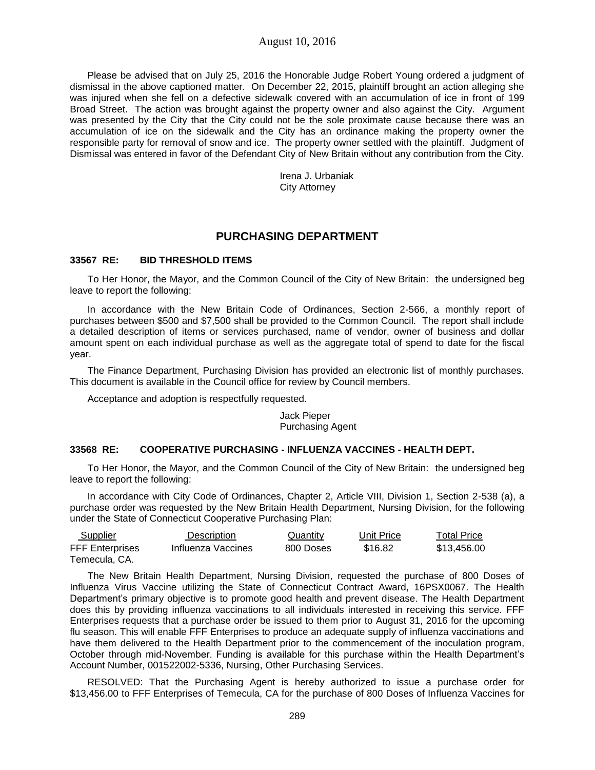Please be advised that on July 25, 2016 the Honorable Judge Robert Young ordered a judgment of dismissal in the above captioned matter. On December 22, 2015, plaintiff brought an action alleging she was injured when she fell on a defective sidewalk covered with an accumulation of ice in front of 199 Broad Street. The action was brought against the property owner and also against the City. Argument was presented by the City that the City could not be the sole proximate cause because there was an accumulation of ice on the sidewalk and the City has an ordinance making the property owner the responsible party for removal of snow and ice. The property owner settled with the plaintiff. Judgment of Dismissal was entered in favor of the Defendant City of New Britain without any contribution from the City.

Irena J. Urbaniak
City Attorney

## PURCHASING DEPARTMENT

**33567 RE: BID THRESHOLD ITEMS**

To Her Honor, the Mayor, and the Common Council of the City of New Britain: the undersigned beg leave to report the following:

In accordance with the New Britain Code of Ordinances, Section 2-566, a monthly report of purchases between $500 and $7,500 shall be provided to the Common Council. The report shall include a detailed description of items or services purchased, name of vendor, owner of business and dollar amount spent on each individual purchase as well as the aggregate total of spend to date for the fiscal year.

The Finance Department, Purchasing Division has provided an electronic list of monthly purchases. This document is available in the Council office for review by Council members.

Acceptance and adoption is respectfully requested.

Jack Pieper
Purchasing Agent

**33568 RE: COOPERATIVE PURCHASING - INFLUENZA VACCINES - HEALTH DEPT.**

To Her Honor, the Mayor, and the Common Council of the City of New Britain: the undersigned beg leave to report the following:

In accordance with City Code of Ordinances, Chapter 2, Article VIII, Division 1, Section 2-538 (a), a purchase order was requested by the New Britain Health Department, Nursing Division, for the following under the State of Connecticut Cooperative Purchasing Plan:

| Supplier | Description | Quantity | Unit Price | Total Price |
|---|---|---|---|---|
| FFF Enterprises Temecula, CA. | Influenza Vaccines | 800 Doses | $16.82 | $13,456.00 |

The New Britain Health Department, Nursing Division, requested the purchase of 800 Doses of Influenza Virus Vaccine utilizing the State of Connecticut Contract Award, 16PSX0067. The Health Department's primary objective is to promote good health and prevent disease. The Health Department does this by providing influenza vaccinations to all individuals interested in receiving this service. FFF Enterprises requests that a purchase order be issued to them prior to August 31, 2016 for the upcoming flu season. This will enable FFF Enterprises to produce an adequate supply of influenza vaccinations and have them delivered to the Health Department prior to the commencement of the inoculation program, October through mid-November. Funding is available for this purchase within the Health Department's Account Number, 001522002-5336, Nursing, Other Purchasing Services.

RESOLVED: That the Purchasing Agent is hereby authorized to issue a purchase order for $13,456.00 to FFF Enterprises of Temecula, CA for the purchase of 800 Doses of Influenza Vaccines for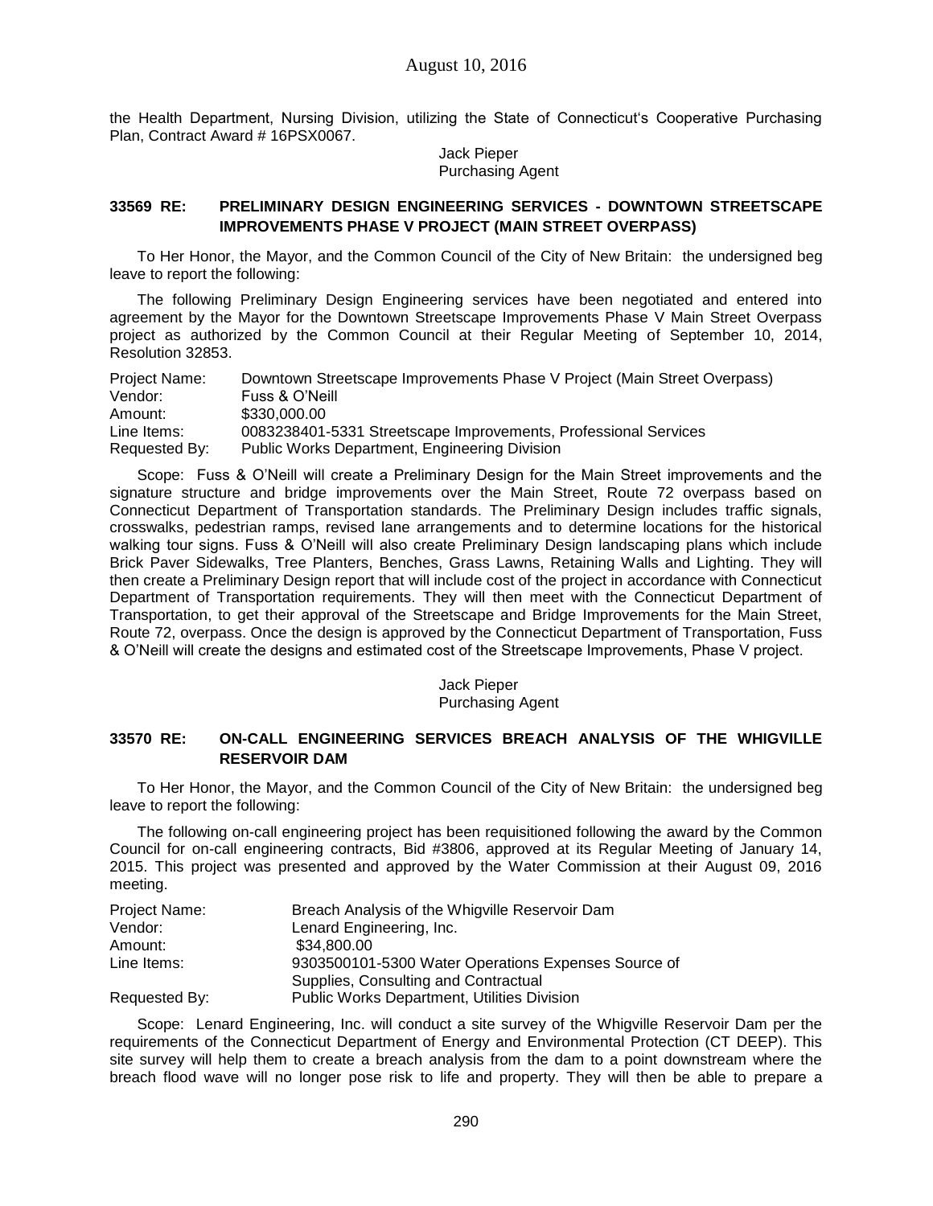the Health Department, Nursing Division, utilizing the State of Connecticut's Cooperative Purchasing Plan, Contract Award # 16PSX0067.

Jack Pieper
Purchasing Agent

### 33569 RE: PRELIMINARY DESIGN ENGINEERING SERVICES - DOWNTOWN STREETSCAPE IMPROVEMENTS PHASE V PROJECT (MAIN STREET OVERPASS)

To Her Honor, the Mayor, and the Common Council of the City of New Britain: the undersigned beg leave to report the following:

The following Preliminary Design Engineering services have been negotiated and entered into agreement by the Mayor for the Downtown Streetscape Improvements Phase V Main Street Overpass project as authorized by the Common Council at their Regular Meeting of September 10, 2014, Resolution 32853.

| | |
|---|---|
| Project Name: | Downtown Streetscape Improvements Phase V Project (Main Street Overpass) |
| Vendor: | Fuss & O'Neill |
| Amount: | $330,000.00 |
| Line Items: | 0083238401-5331 Streetscape Improvements, Professional Services |
| Requested By: | Public Works Department, Engineering Division |

Scope: Fuss & O'Neill will create a Preliminary Design for the Main Street improvements and the signature structure and bridge improvements over the Main Street, Route 72 overpass based on Connecticut Department of Transportation standards. The Preliminary Design includes traffic signals, crosswalks, pedestrian ramps, revised lane arrangements and to determine locations for the historical walking tour signs. Fuss & O'Neill will also create Preliminary Design landscaping plans which include Brick Paver Sidewalks, Tree Planters, Benches, Grass Lawns, Retaining Walls and Lighting. They will then create a Preliminary Design report that will include cost of the project in accordance with Connecticut Department of Transportation requirements. They will then meet with the Connecticut Department of Transportation, to get their approval of the Streetscape and Bridge Improvements for the Main Street, Route 72, overpass. Once the design is approved by the Connecticut Department of Transportation, Fuss & O'Neill will create the designs and estimated cost of the Streetscape Improvements, Phase V project.

Jack Pieper
Purchasing Agent

### 33570 RE: ON-CALL ENGINEERING SERVICES BREACH ANALYSIS OF THE WHIGVILLE RESERVOIR DAM

To Her Honor, the Mayor, and the Common Council of the City of New Britain: the undersigned beg leave to report the following:

The following on-call engineering project has been requisitioned following the award by the Common Council for on-call engineering contracts, Bid #3806, approved at its Regular Meeting of January 14, 2015. This project was presented and approved by the Water Commission at their August 09, 2016 meeting.

| | |
|---|---|
| Project Name: | Breach Analysis of the Whigville Reservoir Dam |
| Vendor: | Lenard Engineering, Inc. |
| Amount: | $34,800.00 |
| Line Items: | 9303500101-5300 Water Operations Expenses Source of Supplies, Consulting and Contractual |
| Requested By: | Public Works Department, Utilities Division |

Scope: Lenard Engineering, Inc. will conduct a site survey of the Whigville Reservoir Dam per the requirements of the Connecticut Department of Energy and Environmental Protection (CT DEEP). This site survey will help them to create a breach analysis from the dam to a point downstream where the breach flood wave will no longer pose risk to life and property. They will then be able to prepare a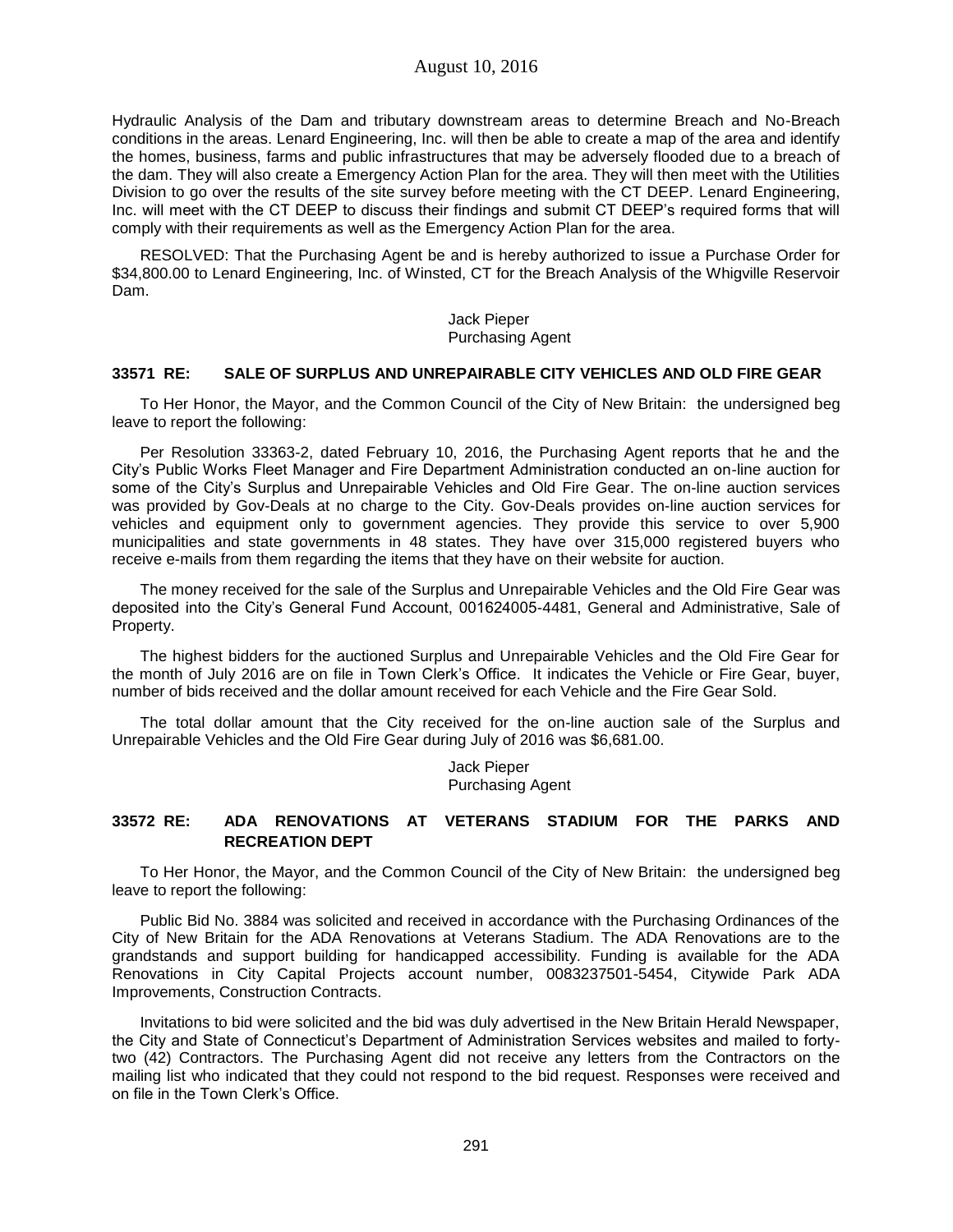Hydraulic Analysis of the Dam and tributary downstream areas to determine Breach and No-Breach conditions in the areas. Lenard Engineering, Inc. will then be able to create a map of the area and identify the homes, business, farms and public infrastructures that may be adversely flooded due to a breach of the dam. They will also create a Emergency Action Plan for the area. They will then meet with the Utilities Division to go over the results of the site survey before meeting with the CT DEEP. Lenard Engineering, Inc. will meet with the CT DEEP to discuss their findings and submit CT DEEP's required forms that will comply with their requirements as well as the Emergency Action Plan for the area.

RESOLVED: That the Purchasing Agent be and is hereby authorized to issue a Purchase Order for $34,800.00 to Lenard Engineering, Inc. of Winsted, CT for the Breach Analysis of the Whigville Reservoir Dam.

Jack Pieper
Purchasing Agent

**33571 RE: SALE OF SURPLUS AND UNREPAIRABLE CITY VEHICLES AND OLD FIRE GEAR**

To Her Honor, the Mayor, and the Common Council of the City of New Britain: the undersigned beg leave to report the following:

Per Resolution 33363-2, dated February 10, 2016, the Purchasing Agent reports that he and the City's Public Works Fleet Manager and Fire Department Administration conducted an on-line auction for some of the City's Surplus and Unrepairable Vehicles and Old Fire Gear. The on-line auction services was provided by Gov-Deals at no charge to the City. Gov-Deals provides on-line auction services for vehicles and equipment only to government agencies. They provide this service to over 5,900 municipalities and state governments in 48 states. They have over 315,000 registered buyers who receive e-mails from them regarding the items that they have on their website for auction.

The money received for the sale of the Surplus and Unrepairable Vehicles and the Old Fire Gear was deposited into the City's General Fund Account, 001624005-4481, General and Administrative, Sale of Property.

The highest bidders for the auctioned Surplus and Unrepairable Vehicles and the Old Fire Gear for the month of July 2016 are on file in Town Clerk's Office. It indicates the Vehicle or Fire Gear, buyer, number of bids received and the dollar amount received for each Vehicle and the Fire Gear Sold.

The total dollar amount that the City received for the on-line auction sale of the Surplus and Unrepairable Vehicles and the Old Fire Gear during July of 2016 was $6,681.00.

Jack Pieper
Purchasing Agent

**33572 RE: ADA RENOVATIONS AT VETERANS STADIUM FOR THE PARKS AND RECREATION DEPT**

To Her Honor, the Mayor, and the Common Council of the City of New Britain: the undersigned beg leave to report the following:

Public Bid No. 3884 was solicited and received in accordance with the Purchasing Ordinances of the City of New Britain for the ADA Renovations at Veterans Stadium. The ADA Renovations are to the grandstands and support building for handicapped accessibility. Funding is available for the ADA Renovations in City Capital Projects account number, 0083237501-5454, Citywide Park ADA Improvements, Construction Contracts.

Invitations to bid were solicited and the bid was duly advertised in the New Britain Herald Newspaper, the City and State of Connecticut's Department of Administration Services websites and mailed to forty-two (42) Contractors. The Purchasing Agent did not receive any letters from the Contractors on the mailing list who indicated that they could not respond to the bid request. Responses were received and on file in the Town Clerk's Office.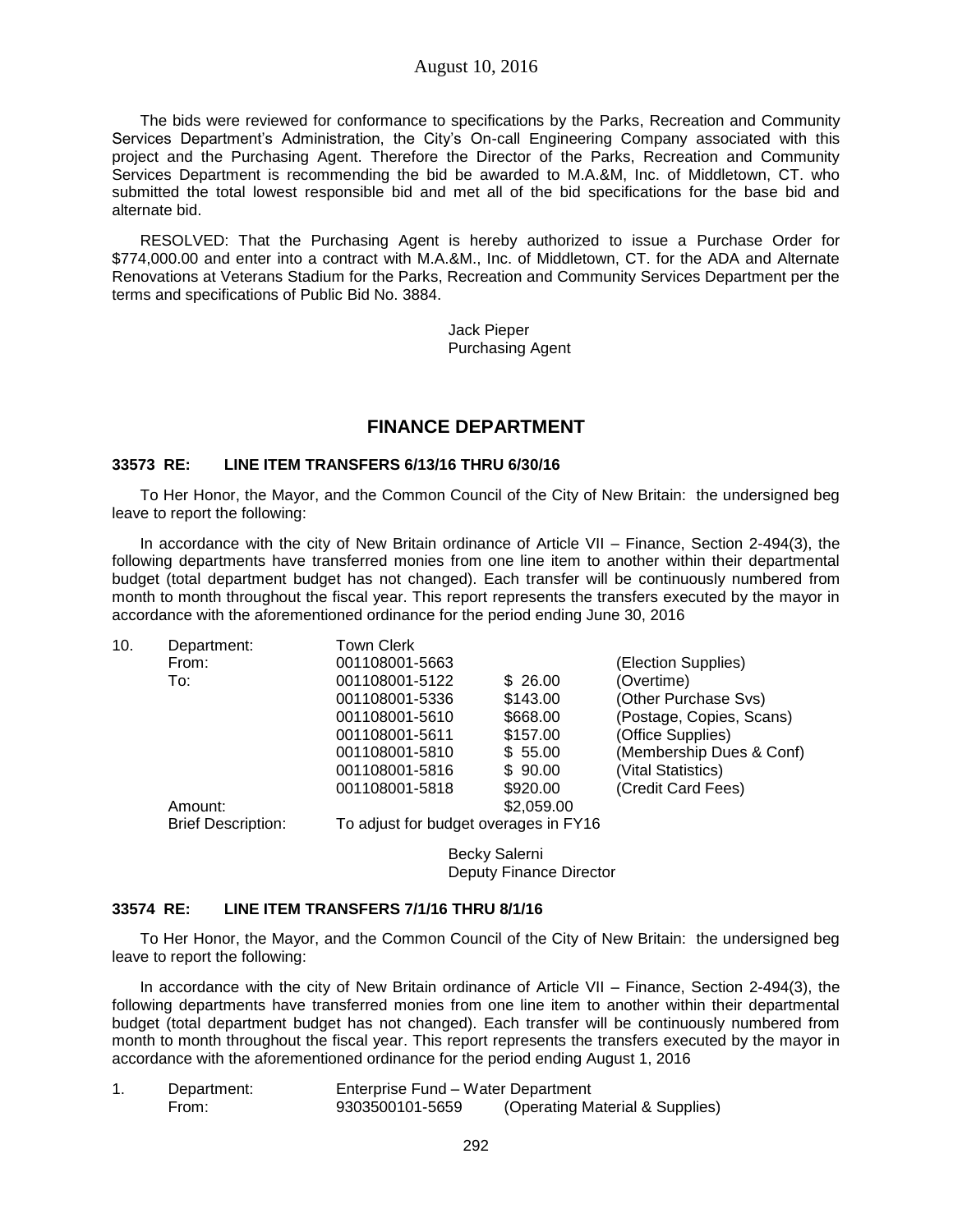The bids were reviewed for conformance to specifications by the Parks, Recreation and Community Services Department's Administration, the City's On-call Engineering Company associated with this project and the Purchasing Agent. Therefore the Director of the Parks, Recreation and Community Services Department is recommending the bid be awarded to M.A.&M, Inc. of Middletown, CT. who submitted the total lowest responsible bid and met all of the bid specifications for the base bid and alternate bid.

RESOLVED: That the Purchasing Agent is hereby authorized to issue a Purchase Order for $774,000.00 and enter into a contract with M.A.&M., Inc. of Middletown, CT. for the ADA and Alternate Renovations at Veterans Stadium for the Parks, Recreation and Community Services Department per the terms and specifications of Public Bid No. 3884.

Jack Pieper
Purchasing Agent

## FINANCE DEPARTMENT

### 33573 RE: LINE ITEM TRANSFERS 6/13/16 THRU 6/30/16

To Her Honor, the Mayor, and the Common Council of the City of New Britain: the undersigned beg leave to report the following:

In accordance with the city of New Britain ordinance of Article VII – Finance, Section 2-494(3), the following departments have transferred monies from one line item to another within their departmental budget (total department budget has not changed). Each transfer will be continuously numbered from month to month throughout the fiscal year. This report represents the transfers executed by the mayor in accordance with the aforementioned ordinance for the period ending June 30, 2016

| 10. | | | | |
|---|---|---|---|---|
| | Department: | Town Clerk | | |
| | From: | 001108001-5663 | | (Election Supplies) |
| | To: | 001108001-5122 | $ 26.00 | (Overtime) |
| | | 001108001-5336 | $143.00 | (Other Purchase Svs) |
| | | 001108001-5610 | $668.00 | (Postage, Copies, Scans) |
| | | 001108001-5611 | $157.00 | (Office Supplies) |
| | | 001108001-5810 | $ 55.00 | (Membership Dues & Conf) |
| | | 001108001-5816 | $ 90.00 | (Vital Statistics) |
| | | 001108001-5818 | $920.00 | (Credit Card Fees) |
| | Amount: | | $2,059.00 | |
| | Brief Description: | To adjust for budget overages in FY16 | | |

Becky Salerni
Deputy Finance Director

### 33574 RE: LINE ITEM TRANSFERS 7/1/16 THRU 8/1/16

To Her Honor, the Mayor, and the Common Council of the City of New Britain: the undersigned beg leave to report the following:

In accordance with the city of New Britain ordinance of Article VII – Finance, Section 2-494(3), the following departments have transferred monies from one line item to another within their departmental budget (total department budget has not changed). Each transfer will be continuously numbered from month to month throughout the fiscal year. This report represents the transfers executed by the mayor in accordance with the aforementioned ordinance for the period ending August 1, 2016

| 1. | | | |
|---|---|---|---|
| | Department: | Enterprise Fund – Water Department | |
| | From: | 9303500101-5659 | (Operating Material & Supplies) |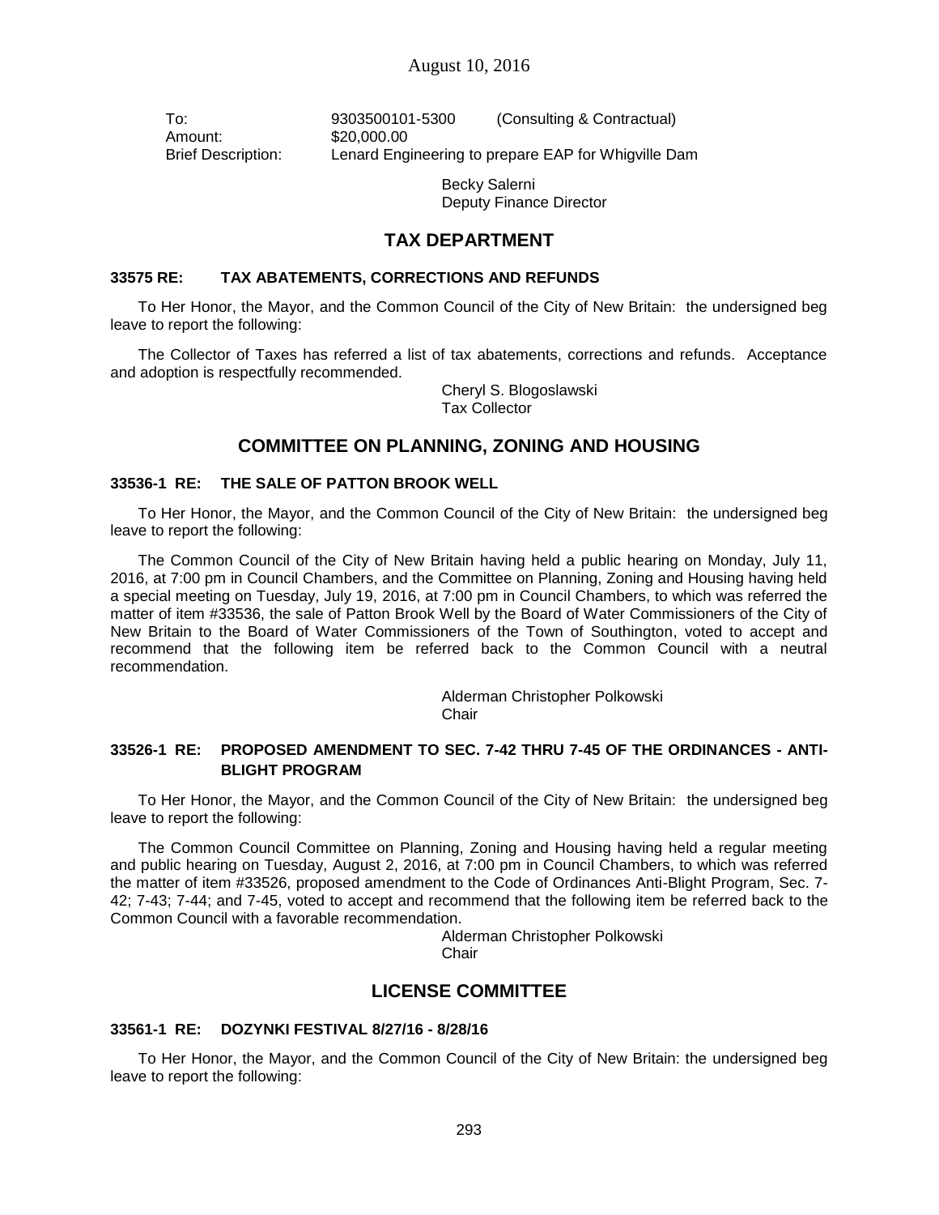To: 9303500101-5300 (Consulting & Contractual)
Amount: $20,000.00
Brief Description: Lenard Engineering to prepare EAP for Whigville Dam

Becky Salerni
Deputy Finance Director

## TAX DEPARTMENT

### 33575 RE: TAX ABATEMENTS, CORRECTIONS AND REFUNDS

To Her Honor, the Mayor, and the Common Council of the City of New Britain: the undersigned beg leave to report the following:

The Collector of Taxes has referred a list of tax abatements, corrections and refunds. Acceptance and adoption is respectfully recommended.

Cheryl S. Blogoslawski
Tax Collector

## COMMITTEE ON PLANNING, ZONING AND HOUSING

### 33536-1 RE: THE SALE OF PATTON BROOK WELL

To Her Honor, the Mayor, and the Common Council of the City of New Britain: the undersigned beg leave to report the following:

The Common Council of the City of New Britain having held a public hearing on Monday, July 11, 2016, at 7:00 pm in Council Chambers, and the Committee on Planning, Zoning and Housing having held a special meeting on Tuesday, July 19, 2016, at 7:00 pm in Council Chambers, to which was referred the matter of item #33536, the sale of Patton Brook Well by the Board of Water Commissioners of the City of New Britain to the Board of Water Commissioners of the Town of Southington, voted to accept and recommend that the following item be referred back to the Common Council with a neutral recommendation.

Alderman Christopher Polkowski
Chair

### 33526-1 RE: PROPOSED AMENDMENT TO SEC. 7-42 THRU 7-45 OF THE ORDINANCES - ANTI-BLIGHT PROGRAM

To Her Honor, the Mayor, and the Common Council of the City of New Britain: the undersigned beg leave to report the following:

The Common Council Committee on Planning, Zoning and Housing having held a regular meeting and public hearing on Tuesday, August 2, 2016, at 7:00 pm in Council Chambers, to which was referred the matter of item #33526, proposed amendment to the Code of Ordinances Anti-Blight Program, Sec. 7-42; 7-43; 7-44; and 7-45, voted to accept and recommend that the following item be referred back to the Common Council with a favorable recommendation.

Alderman Christopher Polkowski
Chair

## LICENSE COMMITTEE

### 33561-1 RE: DOZYNKI FESTIVAL 8/27/16 - 8/28/16

To Her Honor, the Mayor, and the Common Council of the City of New Britain: the undersigned beg leave to report the following: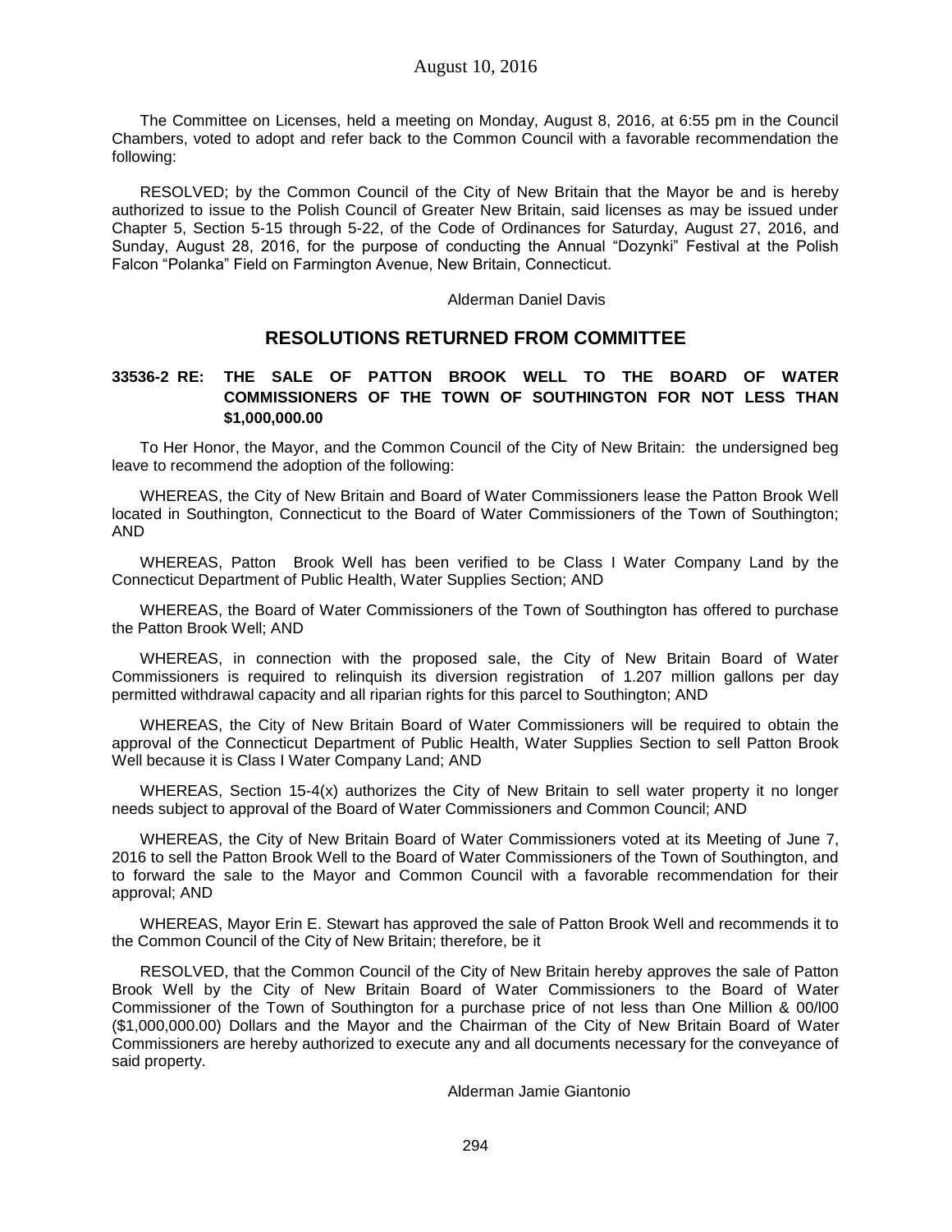The Committee on Licenses, held a meeting on Monday, August 8, 2016, at 6:55 pm in the Council Chambers, voted to adopt and refer back to the Common Council with a favorable recommendation the following:

RESOLVED; by the Common Council of the City of New Britain that the Mayor be and is hereby authorized to issue to the Polish Council of Greater New Britain, said licenses as may be issued under Chapter 5, Section 5-15 through 5-22, of the Code of Ordinances for Saturday, August 27, 2016, and Sunday, August 28, 2016, for the purpose of conducting the Annual "Dozynki" Festival at the Polish Falcon "Polanka" Field on Farmington Avenue, New Britain, Connecticut.

Alderman Daniel Davis

## RESOLUTIONS RETURNED FROM COMMITTEE

**33536-2 RE: THE SALE OF PATTON BROOK WELL TO THE BOARD OF WATER COMMISSIONERS OF THE TOWN OF SOUTHINGTON FOR NOT LESS THAN $1,000,000.00**

To Her Honor, the Mayor, and the Common Council of the City of New Britain: the undersigned beg leave to recommend the adoption of the following:

WHEREAS, the City of New Britain and Board of Water Commissioners lease the Patton Brook Well located in Southington, Connecticut to the Board of Water Commissioners of the Town of Southington; AND

WHEREAS, Patton Brook Well has been verified to be Class I Water Company Land by the Connecticut Department of Public Health, Water Supplies Section; AND

WHEREAS, the Board of Water Commissioners of the Town of Southington has offered to purchase the Patton Brook Well; AND

WHEREAS, in connection with the proposed sale, the City of New Britain Board of Water Commissioners is required to relinquish its diversion registration of 1.207 million gallons per day permitted withdrawal capacity and all riparian rights for this parcel to Southington; AND

WHEREAS, the City of New Britain Board of Water Commissioners will be required to obtain the approval of the Connecticut Department of Public Health, Water Supplies Section to sell Patton Brook Well because it is Class I Water Company Land; AND

WHEREAS, Section 15-4(x) authorizes the City of New Britain to sell water property it no longer needs subject to approval of the Board of Water Commissioners and Common Council; AND

WHEREAS, the City of New Britain Board of Water Commissioners voted at its Meeting of June 7, 2016 to sell the Patton Brook Well to the Board of Water Commissioners of the Town of Southington, and to forward the sale to the Mayor and Common Council with a favorable recommendation for their approval; AND

WHEREAS, Mayor Erin E. Stewart has approved the sale of Patton Brook Well and recommends it to the Common Council of the City of New Britain; therefore, be it

RESOLVED, that the Common Council of the City of New Britain hereby approves the sale of Patton Brook Well by the City of New Britain Board of Water Commissioners to the Board of Water Commissioner of the Town of Southington for a purchase price of not less than One Million & 00/l00 ($1,000,000.00) Dollars and the Mayor and the Chairman of the City of New Britain Board of Water Commissioners are hereby authorized to execute any and all documents necessary for the conveyance of said property.

Alderman Jamie Giantonio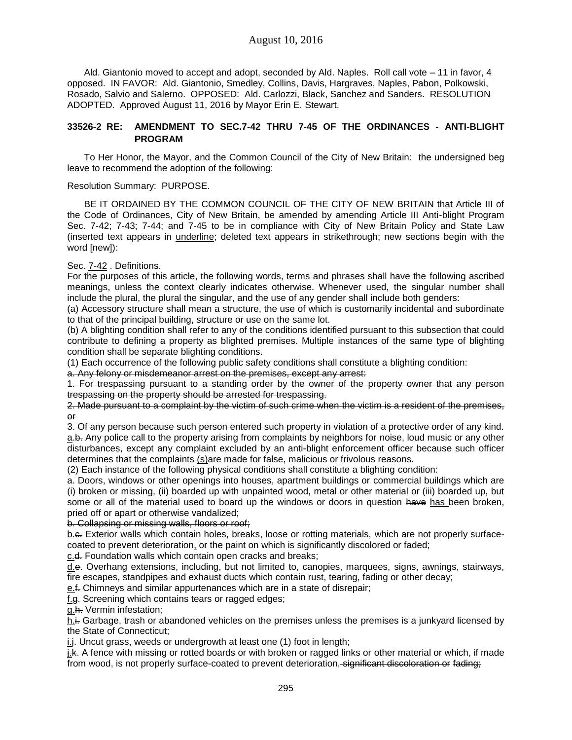Ald. Giantonio moved to accept and adopt, seconded by Ald. Naples. Roll call vote – 11 in favor, 4 opposed. IN FAVOR: Ald. Giantonio, Smedley, Collins, Davis, Hargraves, Naples, Pabon, Polkowski, Rosado, Salvio and Salerno. OPPOSED: Ald. Carlozzi, Black, Sanchez and Sanders. RESOLUTION ADOPTED. Approved August 11, 2016 by Mayor Erin E. Stewart.

**33526-2 RE: AMENDMENT TO SEC.7-42 THRU 7-45 OF THE ORDINANCES - ANTI-BLIGHT PROGRAM**

To Her Honor, the Mayor, and the Common Council of the City of New Britain: the undersigned beg leave to recommend the adoption of the following:

Resolution Summary: PURPOSE.

BE IT ORDAINED BY THE COMMON COUNCIL OF THE CITY OF NEW BRITAIN that Article III of the Code of Ordinances, City of New Britain, be amended by amending Article III Anti-blight Program Sec. 7-42; 7-43; 7-44; and 7-45 to be in compliance with City of New Britain Policy and State Law (inserted text appears in <u>underline</u>; deleted text appears in ~~strikethrough~~; new sections begin with the word [new]):

Sec. <u>7-42</u> . Definitions.

For the purposes of this article, the following words, terms and phrases shall have the following ascribed meanings, unless the context clearly indicates otherwise. Whenever used, the singular number shall include the plural, the plural the singular, and the use of any gender shall include both genders:

(a) Accessory structure shall mean a structure, the use of which is customarily incidental and subordinate to that of the principal building, structure or use on the same lot.

(b) A blighting condition shall refer to any of the conditions identified pursuant to this subsection that could contribute to defining a property as blighted premises. Multiple instances of the same type of blighting condition shall be separate blighting conditions.

(1) Each occurrence of the following public safety conditions shall constitute a blighting condition:

~~a. Any felony or misdemeanor arrest on the premises, except any arrest:~~

~~1. For trespassing pursuant to a standing order by the owner of the property owner that any person trespassing on the property should be arrested for trespassing.~~

~~2. Made pursuant to a complaint by the victim of such crime when the victim is a resident of the premises, or~~

~~3. Of any person because such person entered such property in violation of a protective order of any kind.~~

<u>a.</u>~~b.~~ Any police call to the property arising from complaints by neighbors for noise, loud music or any other disturbances, except any complaint excluded by an anti-blight enforcement officer because such officer determines that the complaint~~s~~ <u>(s)</u>are made for false, malicious or frivolous reasons.

(2) Each instance of the following physical conditions shall constitute a blighting condition:

a. Doors, windows or other openings into houses, apartment buildings or commercial buildings which are (i) broken or missing, (ii) boarded up with unpainted wood, metal or other material or (iii) boarded up, but some or all of the material used to board up the windows or doors in question ~~have~~ <u>has</u> been broken, pried off or apart or otherwise vandalized;

<u>b. Collapsing or missing walls, floors or roof;</u>

<u>b.</u>~~c.~~ Exterior walls which contain holes, breaks, loose or rotting materials, which are not properly surface-coated to prevent deterioration<u>,</u> or the paint on which is significantly discolored or faded;

<u>c.</u>~~d.~~ Foundation walls which contain open cracks and breaks;

<u>d.</u>~~e.~~ Overhang extensions, including, but not limited to, canopies, marquees, signs, awnings, stairways, fire escapes, standpipes and exhaust ducts which contain rust, tearing, fading or other decay;

<u>e.</u>~~f.~~ Chimneys and similar appurtenances which are in a state of disrepair;

<u>f.</u>~~g.~~ Screening which contains tears or ragged edges;

<u>g.</u>~~h.~~ Vermin infestation;

<u>h.</u>~~i.~~ Garbage, trash or abandoned vehicles on the premises unless the premises is a junkyard licensed by the State of Connecticut;

<u>i.</u>~~j.~~ Uncut grass, weeds or undergrowth at least one (1) foot in length;

<u>j.</u>~~k.~~ A fence with missing or rotted boards or with broken or ragged links or other material or which, if made from wood, is not properly surface-coated to prevent deterioration~~, significant discoloration or fading;~~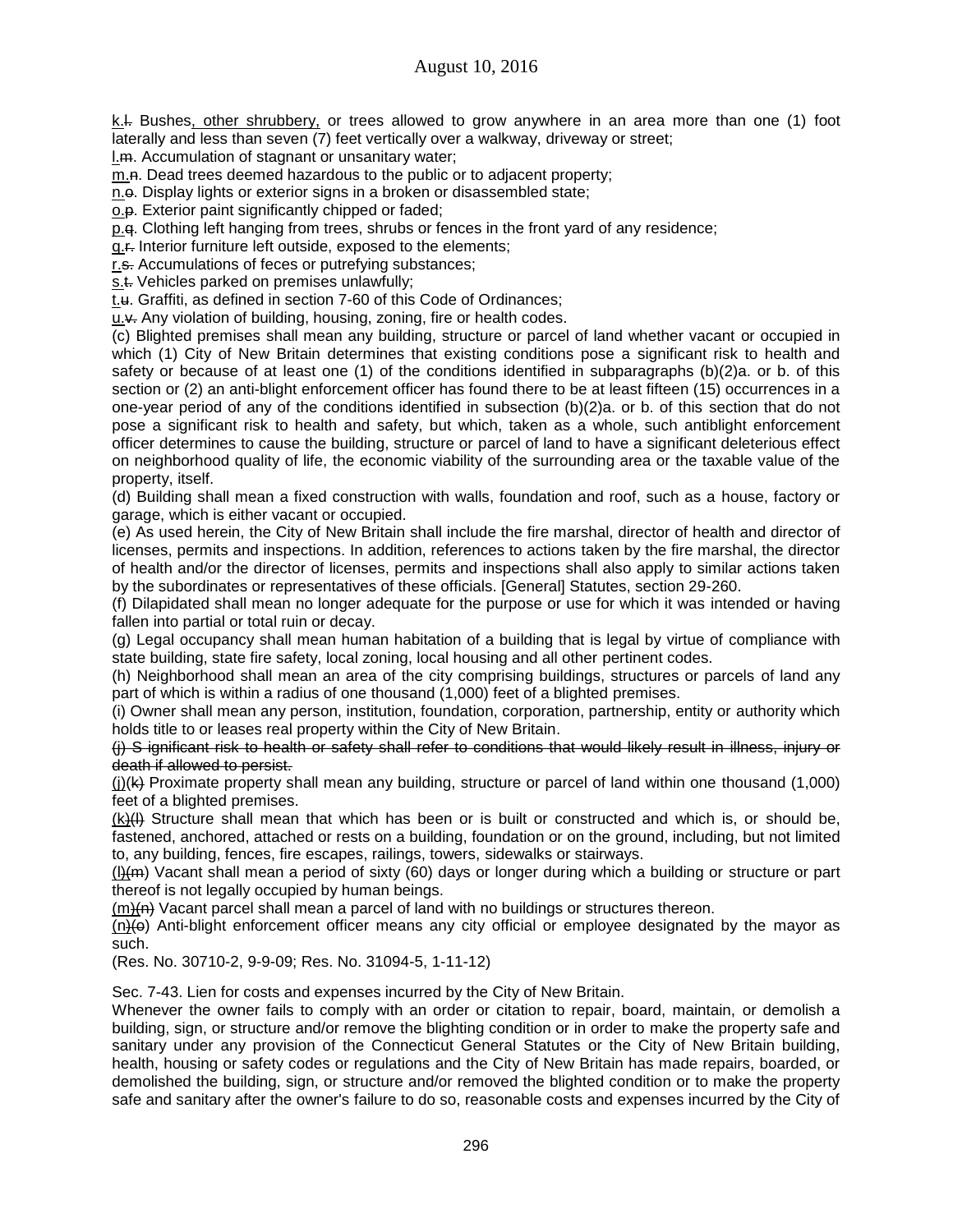k.l. Bushes, other shrubbery, or trees allowed to grow anywhere in an area more than one (1) foot laterally and less than seven (7) feet vertically over a walkway, driveway or street;

l.m. Accumulation of stagnant or unsanitary water;

m.n. Dead trees deemed hazardous to the public or to adjacent property;

n.o. Display lights or exterior signs in a broken or disassembled state;

o.p. Exterior paint significantly chipped or faded;

p.q. Clothing left hanging from trees, shrubs or fences in the front yard of any residence;

q.r. Interior furniture left outside, exposed to the elements;

r.s. Accumulations of feces or putrefying substances;

s.t. Vehicles parked on premises unlawfully;

t.u. Graffiti, as defined in section 7-60 of this Code of Ordinances;

u.v. Any violation of building, housing, zoning, fire or health codes.

(c) Blighted premises shall mean any building, structure or parcel of land whether vacant or occupied in which (1) City of New Britain determines that existing conditions pose a significant risk to health and safety or because of at least one (1) of the conditions identified in subparagraphs (b)(2)a. or b. of this section or (2) an anti-blight enforcement officer has found there to be at least fifteen (15) occurrences in a one-year period of any of the conditions identified in subsection (b)(2)a. or b. of this section that do not pose a significant risk to health and safety, but which, taken as a whole, such antiblight enforcement officer determines to cause the building, structure or parcel of land to have a significant deleterious effect on neighborhood quality of life, the economic viability of the surrounding area or the taxable value of the property, itself.

(d) Building shall mean a fixed construction with walls, foundation and roof, such as a house, factory or garage, which is either vacant or occupied.

(e) As used herein, the City of New Britain shall include the fire marshal, director of health and director of licenses, permits and inspections. In addition, references to actions taken by the fire marshal, the director of health and/or the director of licenses, permits and inspections shall also apply to similar actions taken by the subordinates or representatives of these officials. [General] Statutes, section 29-260.

(f) Dilapidated shall mean no longer adequate for the purpose or use for which it was intended or having fallen into partial or total ruin or decay.

(g) Legal occupancy shall mean human habitation of a building that is legal by virtue of compliance with state building, state fire safety, local zoning, local housing and all other pertinent codes.

(h) Neighborhood shall mean an area of the city comprising buildings, structures or parcels of land any part of which is within a radius of one thousand (1,000) feet of a blighted premises.

(i) Owner shall mean any person, institution, foundation, corporation, partnership, entity or authority which holds title to or leases real property within the City of New Britain.

~~(j) S ignificant risk to health or safety shall refer to conditions that would likely result in illness, injury or death if allowed to persist.~~

(j)(k) Proximate property shall mean any building, structure or parcel of land within one thousand (1,000) feet of a blighted premises.

(k)(l) Structure shall mean that which has been or is built or constructed and which is, or should be, fastened, anchored, attached or rests on a building, foundation or on the ground, including, but not limited to, any building, fences, fire escapes, railings, towers, sidewalks or stairways.

(l)(m) Vacant shall mean a period of sixty (60) days or longer during which a building or structure or part thereof is not legally occupied by human beings.

(m)(n) Vacant parcel shall mean a parcel of land with no buildings or structures thereon.

(n)(o) Anti-blight enforcement officer means any city official or employee designated by the mayor as such.

(Res. No. 30710-2, 9-9-09; Res. No. 31094-5, 1-11-12)

Sec. 7-43. Lien for costs and expenses incurred by the City of New Britain.

Whenever the owner fails to comply with an order or citation to repair, board, maintain, or demolish a building, sign, or structure and/or remove the blighting condition or in order to make the property safe and sanitary under any provision of the Connecticut General Statutes or the City of New Britain building, health, housing or safety codes or regulations and the City of New Britain has made repairs, boarded, or demolished the building, sign, or structure and/or removed the blighted condition or to make the property safe and sanitary after the owner's failure to do so, reasonable costs and expenses incurred by the City of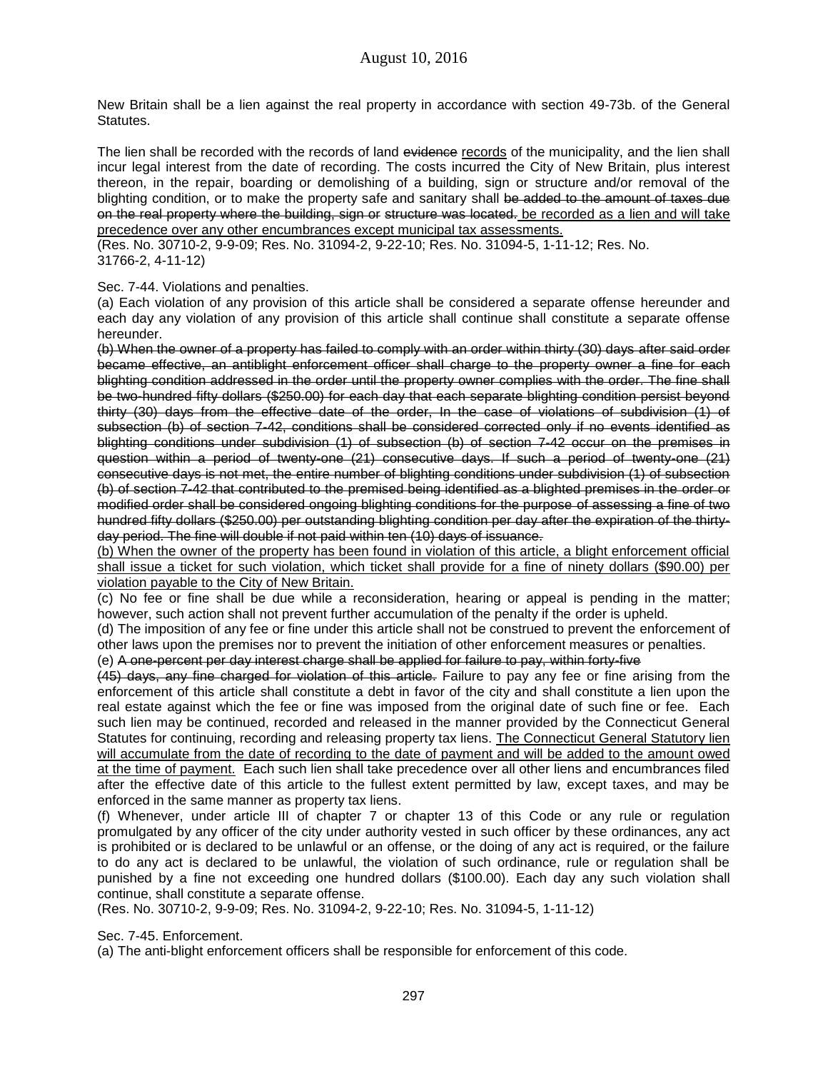New Britain shall be a lien against the real property in accordance with section 49-73b. of the General Statutes.

The lien shall be recorded with the records of land ~~evidence~~ <u>records</u> of the municipality, and the lien shall incur legal interest from the date of recording. The costs incurred the City of New Britain, plus interest thereon, in the repair, boarding or demolishing of a building, sign or structure and/or removal of the blighting condition, or to make the property safe and sanitary shall ~~be added to the amount of taxes due on the real property where the building, sign or structure was located.~~ <u>be recorded as a lien and will take precedence over any other encumbrances except municipal tax assessments.</u>
(Res. No. 30710-2, 9-9-09; Res. No. 31094-2, 9-22-10; Res. No. 31094-5, 1-11-12; Res. No. 31766-2, 4-11-12)

Sec. 7-44. Violations and penalties.

(a) Each violation of any provision of this article shall be considered a separate offense hereunder and each day any violation of any provision of this article shall continue shall constitute a separate offense hereunder.

~~(b) When the owner of a property has failed to comply with an order within thirty (30) days after said order became effective, an antiblight enforcement officer shall charge to the property owner a fine for each blighting condition addressed in the order until the property owner complies with the order. The fine shall be two-hundred fifty dollars ($250.00) for each day that each separate blighting condition persist beyond thirty (30) days from the effective date of the order, In the case of violations of subdivision (1) of subsection (b) of section 7-42, conditions shall be considered corrected only if no events identified as blighting conditions under subdivision (1) of subsection (b) of section 7-42 occur on the premises in question within a period of twenty-one (21) consecutive days. If such a period of twenty-one (21) consecutive days is not met, the entire number of blighting conditions under subdivision (1) of subsection (b) of section 7-42 that contributed to the premised being identified as a blighted premises in the order or modified order shall be considered ongoing blighting conditions for the purpose of assessing a fine of two hundred fifty dollars ($250.00) per outstanding blighting condition per day after the expiration of the thirty-day period. The fine will double if not paid within ten (10) days of issuance.~~

<u>(b) When the owner of the property has been found in violation of this article, a blight enforcement official shall issue a ticket for such violation, which ticket shall provide for a fine of ninety dollars ($90.00) per violation payable to the City of New Britain.</u>

(c) No fee or fine shall be due while a reconsideration, hearing or appeal is pending in the matter; however, such action shall not prevent further accumulation of the penalty if the order is upheld.

(d) The imposition of any fee or fine under this article shall not be construed to prevent the enforcement of other laws upon the premises nor to prevent the initiation of other enforcement measures or penalties.

(e) ~~A one-percent per day interest charge shall be applied for failure to pay, within forty-five (45) days, any fine charged for violation of this article.~~ Failure to pay any fee or fine arising from the enforcement of this article shall constitute a debt in favor of the city and shall constitute a lien upon the real estate against which the fee or fine was imposed from the original date of such fine or fee. Each such lien may be continued, recorded and released in the manner provided by the Connecticut General Statutes for continuing, recording and releasing property tax liens. <u>The Connecticut General Statutory lien will accumulate from the date of recording to the date of payment and will be added to the amount owed at the time of payment.</u> Each such lien shall take precedence over all other liens and encumbrances filed after the effective date of this article to the fullest extent permitted by law, except taxes, and may be enforced in the same manner as property tax liens.

(f) Whenever, under article III of chapter 7 or chapter 13 of this Code or any rule or regulation promulgated by any officer of the city under authority vested in such officer by these ordinances, any act is prohibited or is declared to be unlawful or an offense, or the doing of any act is required, or the failure to do any act is declared to be unlawful, the violation of such ordinance, rule or regulation shall be punished by a fine not exceeding one hundred dollars ($100.00). Each day any such violation shall continue, shall constitute a separate offense.

(Res. No. 30710-2, 9-9-09; Res. No. 31094-2, 9-22-10; Res. No. 31094-5, 1-11-12)

Sec. 7-45. Enforcement.

(a) The anti-blight enforcement officers shall be responsible for enforcement of this code.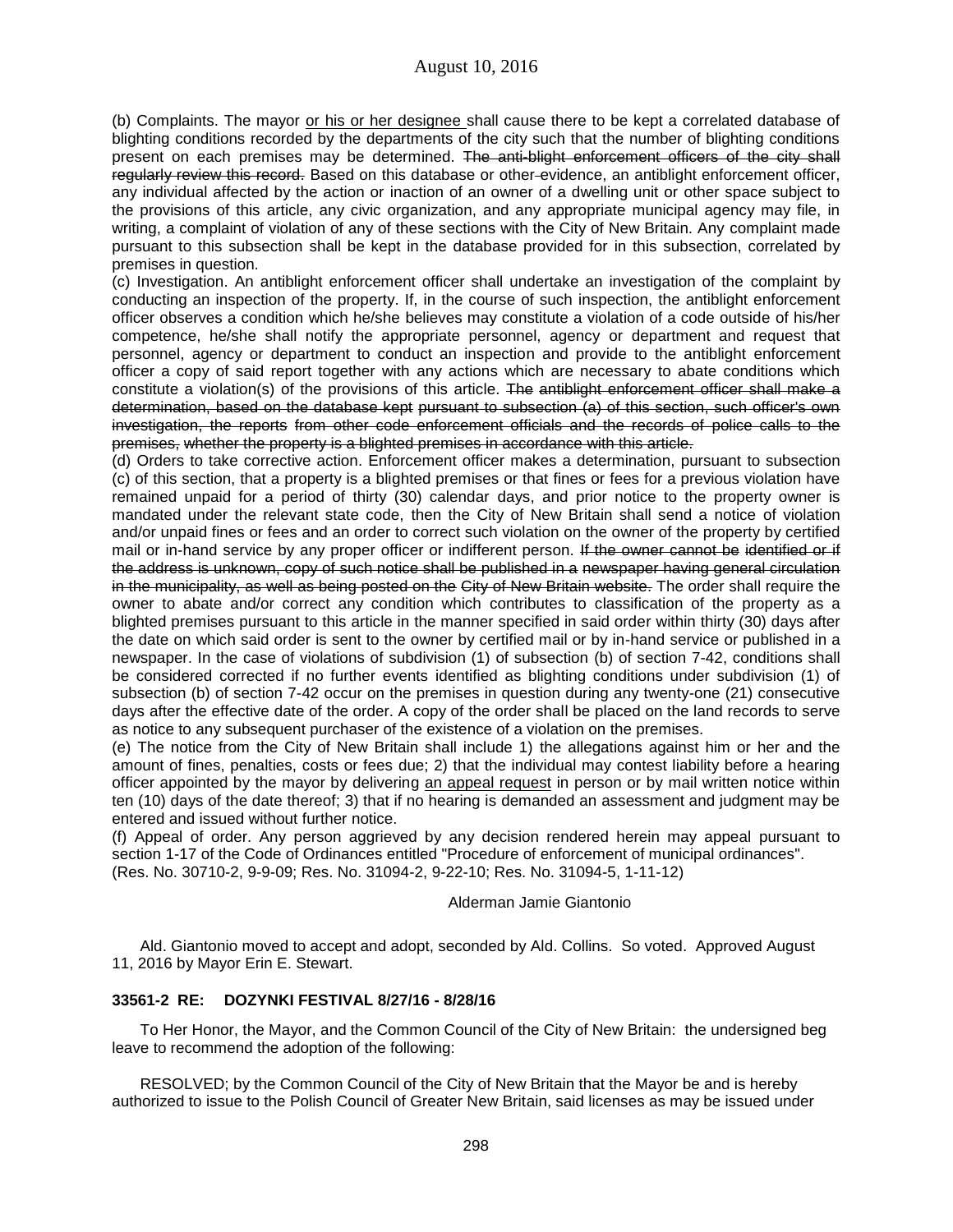(b) Complaints. The mayor <u>or his or her designee</u> shall cause there to be kept a correlated database of blighting conditions recorded by the departments of the city such that the number of blighting conditions present on each premises may be determined. ~~The anti-blight enforcement officers of the city shall regularly review this record.~~ Based on this database or other evidence, an antiblight enforcement officer, any individual affected by the action or inaction of an owner of a dwelling unit or other space subject to the provisions of this article, any civic organization, and any appropriate municipal agency may file, in writing, a complaint of violation of any of these sections with the City of New Britain. Any complaint made pursuant to this subsection shall be kept in the database provided for in this subsection, correlated by premises in question.

(c) Investigation. An antiblight enforcement officer shall undertake an investigation of the complaint by conducting an inspection of the property. If, in the course of such inspection, the antiblight enforcement officer observes a condition which he/she believes may constitute a violation of a code outside of his/her competence, he/she shall notify the appropriate personnel, agency or department and request that personnel, agency or department to conduct an inspection and provide to the antiblight enforcement officer a copy of said report together with any actions which are necessary to abate conditions which constitute a violation(s) of the provisions of this article. ~~The antiblight enforcement officer shall make a determination, based on the database kept pursuant to subsection (a) of this section, such officer's own investigation, the reports from other code enforcement officials and the records of police calls to the premises, whether the property is a blighted premises in accordance with this article.~~

(d) Orders to take corrective action. Enforcement officer makes a determination, pursuant to subsection (c) of this section, that a property is a blighted premises or that fines or fees for a previous violation have remained unpaid for a period of thirty (30) calendar days, and prior notice to the property owner is mandated under the relevant state code, then the City of New Britain shall send a notice of violation and/or unpaid fines or fees and an order to correct such violation on the owner of the property by certified mail or in-hand service by any proper officer or indifferent person. ~~If the owner cannot be identified or if the address is unknown, copy of such notice shall be published in a newspaper having general circulation in the municipality, as well as being posted on the City of New Britain website.~~ The order shall require the owner to abate and/or correct any condition which contributes to classification of the property as a blighted premises pursuant to this article in the manner specified in said order within thirty (30) days after the date on which said order is sent to the owner by certified mail or by in-hand service or published in a newspaper. In the case of violations of subdivision (1) of subsection (b) of section 7-42, conditions shall be considered corrected if no further events identified as blighting conditions under subdivision (1) of subsection (b) of section 7-42 occur on the premises in question during any twenty-one (21) consecutive days after the effective date of the order. A copy of the order shall be placed on the land records to serve as notice to any subsequent purchaser of the existence of a violation on the premises.

(e) The notice from the City of New Britain shall include 1) the allegations against him or her and the amount of fines, penalties, costs or fees due; 2) that the individual may contest liability before a hearing officer appointed by the mayor by delivering <u>an appeal request</u> in person or by mail written notice within ten (10) days of the date thereof; 3) that if no hearing is demanded an assessment and judgment may be entered and issued without further notice.

(f) Appeal of order. Any person aggrieved by any decision rendered herein may appeal pursuant to section 1-17 of the Code of Ordinances entitled "Procedure of enforcement of municipal ordinances".
(Res. No. 30710-2, 9-9-09; Res. No. 31094-2, 9-22-10; Res. No. 31094-5, 1-11-12)

Alderman Jamie Giantonio

Ald. Giantonio moved to accept and adopt, seconded by Ald. Collins. So voted. Approved August 11, 2016 by Mayor Erin E. Stewart.

**33561-2 RE: DOZYNKI FESTIVAL 8/27/16 - 8/28/16**

To Her Honor, the Mayor, and the Common Council of the City of New Britain: the undersigned beg leave to recommend the adoption of the following:

RESOLVED; by the Common Council of the City of New Britain that the Mayor be and is hereby authorized to issue to the Polish Council of Greater New Britain, said licenses as may be issued under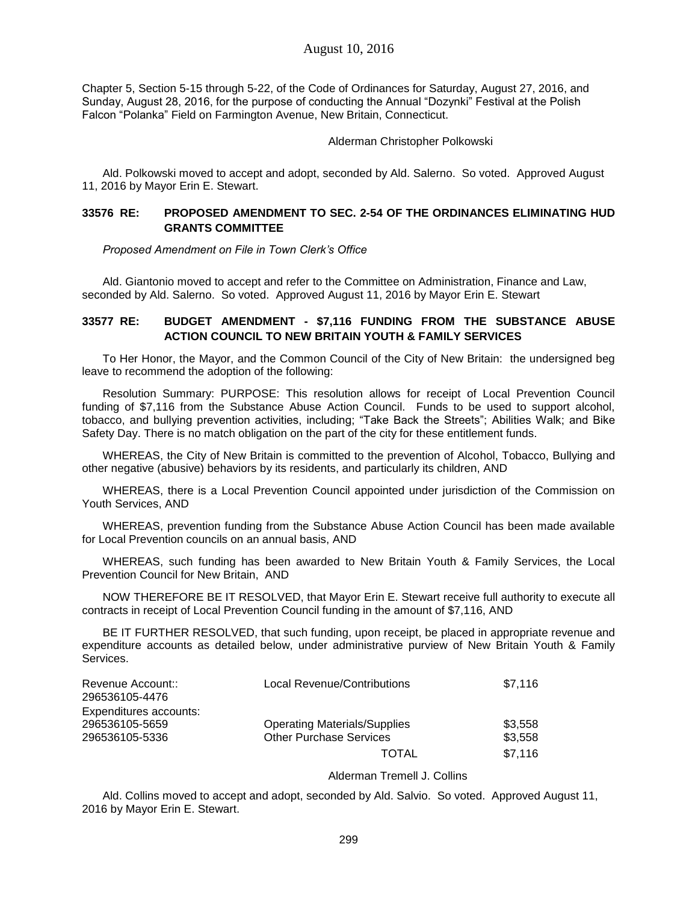Chapter 5, Section 5-15 through 5-22, of the Code of Ordinances for Saturday, August 27, 2016, and Sunday, August 28, 2016, for the purpose of conducting the Annual "Dozynki" Festival at the Polish Falcon "Polanka" Field on Farmington Avenue, New Britain, Connecticut.

Alderman Christopher Polkowski

Ald. Polkowski moved to accept and adopt, seconded by Ald. Salerno. So voted. Approved August 11, 2016 by Mayor Erin E. Stewart.

### 33576 RE: PROPOSED AMENDMENT TO SEC. 2-54 OF THE ORDINANCES ELIMINATING HUD GRANTS COMMITTEE

*Proposed Amendment on File in Town Clerk's Office*

Ald. Giantonio moved to accept and refer to the Committee on Administration, Finance and Law, seconded by Ald. Salerno. So voted. Approved August 11, 2016 by Mayor Erin E. Stewart

### 33577 RE: BUDGET AMENDMENT - $7,116 FUNDING FROM THE SUBSTANCE ABUSE ACTION COUNCIL TO NEW BRITAIN YOUTH & FAMILY SERVICES

To Her Honor, the Mayor, and the Common Council of the City of New Britain: the undersigned beg leave to recommend the adoption of the following:

Resolution Summary: PURPOSE: This resolution allows for receipt of Local Prevention Council funding of $7,116 from the Substance Abuse Action Council. Funds to be used to support alcohol, tobacco, and bullying prevention activities, including; "Take Back the Streets"; Abilities Walk; and Bike Safety Day. There is no match obligation on the part of the city for these entitlement funds.

WHEREAS, the City of New Britain is committed to the prevention of Alcohol, Tobacco, Bullying and other negative (abusive) behaviors by its residents, and particularly its children, AND

WHEREAS, there is a Local Prevention Council appointed under jurisdiction of the Commission on Youth Services, AND

WHEREAS, prevention funding from the Substance Abuse Action Council has been made available for Local Prevention councils on an annual basis, AND

WHEREAS, such funding has been awarded to New Britain Youth & Family Services, the Local Prevention Council for New Britain, AND

NOW THEREFORE BE IT RESOLVED, that Mayor Erin E. Stewart receive full authority to execute all contracts in receipt of Local Prevention Council funding in the amount of $7,116, AND

BE IT FURTHER RESOLVED, that such funding, upon receipt, be placed in appropriate revenue and expenditure accounts as detailed below, under administrative purview of New Britain Youth & Family Services.

| | | |
|---|---|---|
| Revenue Account:: 296536105-4476 | Local Revenue/Contributions | $7,116 |
| Expenditures accounts: | | |
| 296536105-5659 | Operating Materials/Supplies | $3,558 |
| 296536105-5336 | Other Purchase Services | $3,558 |
| | TOTAL | $7,116 |

Alderman Tremell J. Collins

Ald. Collins moved to accept and adopt, seconded by Ald. Salvio. So voted. Approved August 11, 2016 by Mayor Erin E. Stewart.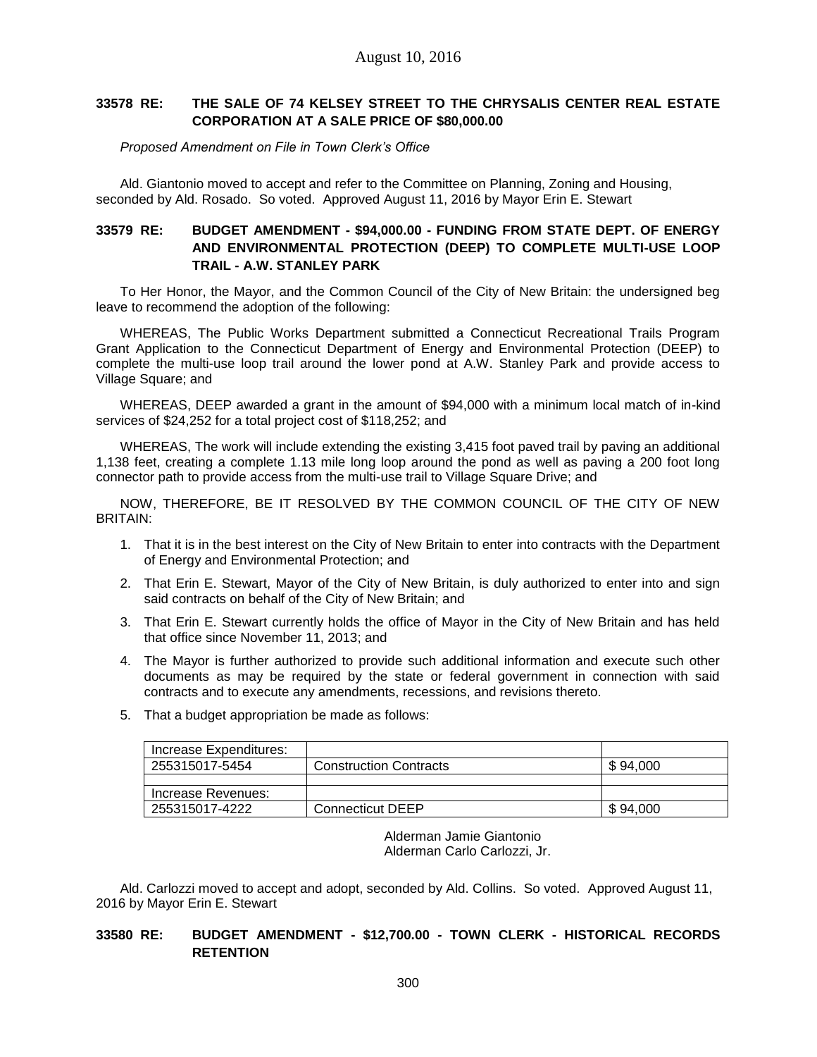### 33578 RE: THE SALE OF 74 KELSEY STREET TO THE CHRYSALIS CENTER REAL ESTATE CORPORATION AT A SALE PRICE OF $80,000.00

*Proposed Amendment on File in Town Clerk's Office*

Ald. Giantonio moved to accept and refer to the Committee on Planning, Zoning and Housing, seconded by Ald. Rosado. So voted. Approved August 11, 2016 by Mayor Erin E. Stewart

### 33579 RE: BUDGET AMENDMENT - $94,000.00 - FUNDING FROM STATE DEPT. OF ENERGY AND ENVIRONMENTAL PROTECTION (DEEP) TO COMPLETE MULTI-USE LOOP TRAIL - A.W. STANLEY PARK

To Her Honor, the Mayor, and the Common Council of the City of New Britain: the undersigned beg leave to recommend the adoption of the following:

WHEREAS, The Public Works Department submitted a Connecticut Recreational Trails Program Grant Application to the Connecticut Department of Energy and Environmental Protection (DEEP) to complete the multi-use loop trail around the lower pond at A.W. Stanley Park and provide access to Village Square; and

WHEREAS, DEEP awarded a grant in the amount of $94,000 with a minimum local match of in-kind services of $24,252 for a total project cost of $118,252; and

WHEREAS, The work will include extending the existing 3,415 foot paved trail by paving an additional 1,138 feet, creating a complete 1.13 mile long loop around the pond as well as paving a 200 foot long connector path to provide access from the multi-use trail to Village Square Drive; and

NOW, THEREFORE, BE IT RESOLVED BY THE COMMON COUNCIL OF THE CITY OF NEW BRITAIN:

1. That it is in the best interest on the City of New Britain to enter into contracts with the Department of Energy and Environmental Protection; and
2. That Erin E. Stewart, Mayor of the City of New Britain, is duly authorized to enter into and sign said contracts on behalf of the City of New Britain; and
3. That Erin E. Stewart currently holds the office of Mayor in the City of New Britain and has held that office since November 11, 2013; and
4. The Mayor is further authorized to provide such additional information and execute such other documents as may be required by the state or federal government in connection with said contracts and to execute any amendments, recessions, and revisions thereto.
5. That a budget appropriation be made as follows:

| Increase Expenditures: | | |
|---|---|---|
| 255315017-5454 | Construction Contracts | $ 94,000 |
| | | |
| Increase Revenues: | | |
| 255315017-4222 | Connecticut DEEP | $ 94,000 |

Alderman Jamie Giantonio
Alderman Carlo Carlozzi, Jr.

Ald. Carlozzi moved to accept and adopt, seconded by Ald. Collins. So voted. Approved August 11, 2016 by Mayor Erin E. Stewart

### 33580 RE: BUDGET AMENDMENT - $12,700.00 - TOWN CLERK - HISTORICAL RECORDS RETENTION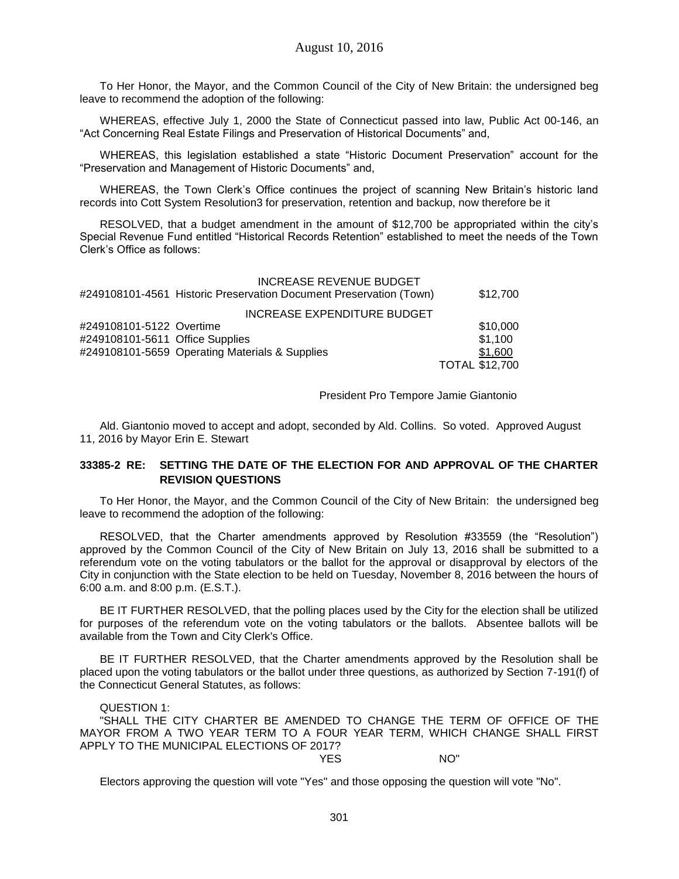To Her Honor, the Mayor, and the Common Council of the City of New Britain: the undersigned beg leave to recommend the adoption of the following:

WHEREAS, effective July 1, 2000 the State of Connecticut passed into law, Public Act 00-146, an "Act Concerning Real Estate Filings and Preservation of Historical Documents" and,

WHEREAS, this legislation established a state "Historic Document Preservation" account for the "Preservation and Management of Historic Documents" and,

WHEREAS, the Town Clerk's Office continues the project of scanning New Britain's historic land records into Cott System Resolution3 for preservation, retention and backup, now therefore be it

RESOLVED, that a budget amendment in the amount of $12,700 be appropriated within the city's Special Revenue Fund entitled "Historical Records Retention" established to meet the needs of the Town Clerk's Office as follows:

| | | |
|---|---|---|
| | INCREASE REVENUE BUDGET | |
| #249108101-4561 | Historic Preservation Document Preservation (Town) | $12,700 |
| | INCREASE EXPENDITURE BUDGET | |
| #249108101-5122 | Overtime | $10,000 |
| #249108101-5611 | Office Supplies | $1,100 |
| #249108101-5659 | Operating Materials & Supplies | $1,600 |
| | | TOTAL $12,700 |

President Pro Tempore Jamie Giantonio

Ald. Giantonio moved to accept and adopt, seconded by Ald. Collins. So voted. Approved August 11, 2016 by Mayor Erin E. Stewart

**33385-2 RE: SETTING THE DATE OF THE ELECTION FOR AND APPROVAL OF THE CHARTER REVISION QUESTIONS**

To Her Honor, the Mayor, and the Common Council of the City of New Britain: the undersigned beg leave to recommend the adoption of the following:

RESOLVED, that the Charter amendments approved by Resolution #33559 (the "Resolution") approved by the Common Council of the City of New Britain on July 13, 2016 shall be submitted to a referendum vote on the voting tabulators or the ballot for the approval or disapproval by electors of the City in conjunction with the State election to be held on Tuesday, November 8, 2016 between the hours of 6:00 a.m. and 8:00 p.m. (E.S.T.).

BE IT FURTHER RESOLVED, that the polling places used by the City for the election shall be utilized for purposes of the referendum vote on the voting tabulators or the ballots. Absentee ballots will be available from the Town and City Clerk's Office.

BE IT FURTHER RESOLVED, that the Charter amendments approved by the Resolution shall be placed upon the voting tabulators or the ballot under three questions, as authorized by Section 7-191(f) of the Connecticut General Statutes, as follows:

QUESTION 1:

"SHALL THE CITY CHARTER BE AMENDED TO CHANGE THE TERM OF OFFICE OF THE MAYOR FROM A TWO YEAR TERM TO A FOUR YEAR TERM, WHICH CHANGE SHALL FIRST APPLY TO THE MUNICIPAL ELECTIONS OF 2017?

YES NO"

Electors approving the question will vote "Yes" and those opposing the question will vote "No".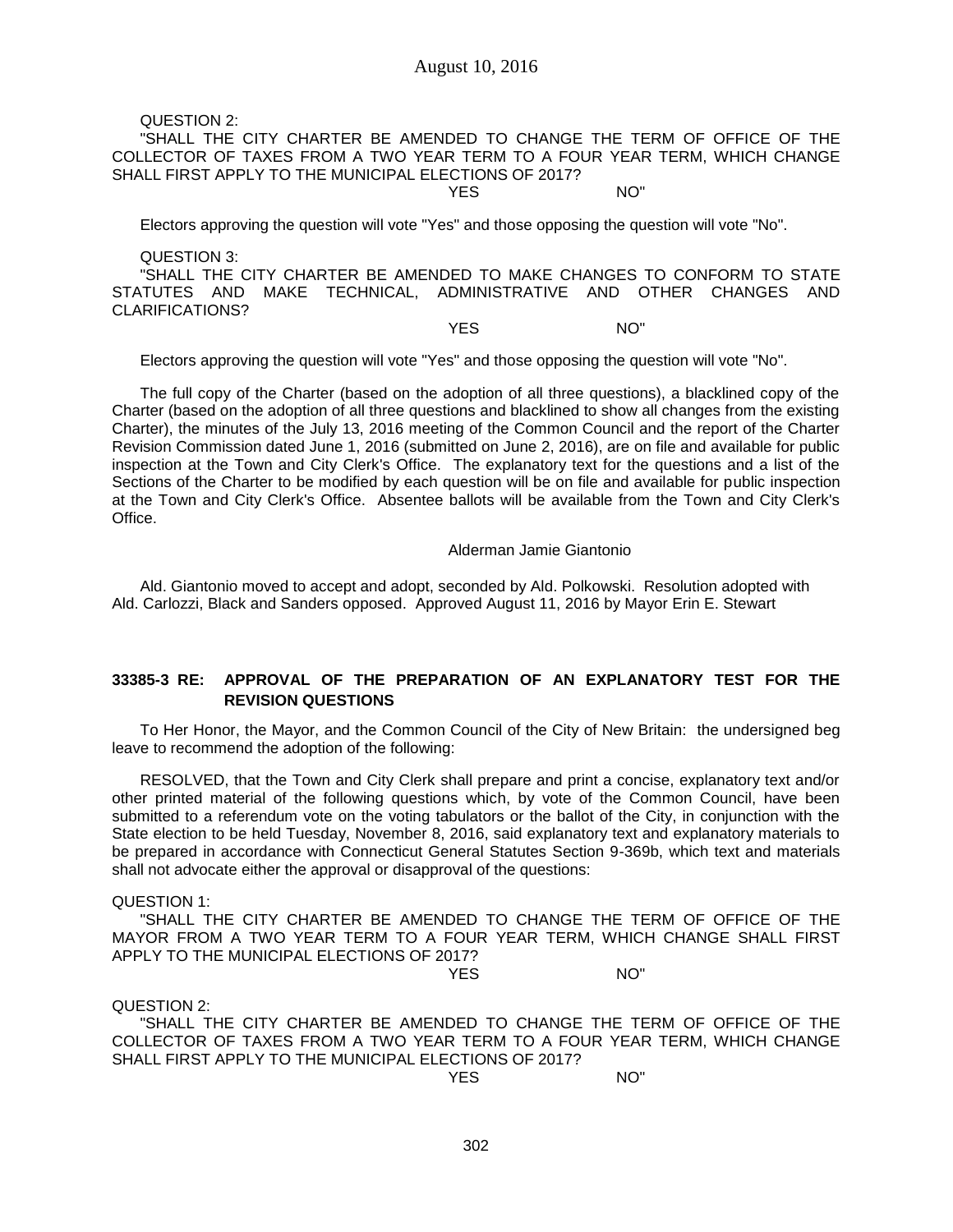QUESTION 2:

"SHALL THE CITY CHARTER BE AMENDED TO CHANGE THE TERM OF OFFICE OF THE COLLECTOR OF TAXES FROM A TWO YEAR TERM TO A FOUR YEAR TERM, WHICH CHANGE SHALL FIRST APPLY TO THE MUNICIPAL ELECTIONS OF 2017?

YES NO"

Electors approving the question will vote "Yes" and those opposing the question will vote "No".

QUESTION 3:

"SHALL THE CITY CHARTER BE AMENDED TO MAKE CHANGES TO CONFORM TO STATE STATUTES AND MAKE TECHNICAL, ADMINISTRATIVE AND OTHER CHANGES AND CLARIFICATIONS?

YES NO"

Electors approving the question will vote "Yes" and those opposing the question will vote "No".

The full copy of the Charter (based on the adoption of all three questions), a blacklined copy of the Charter (based on the adoption of all three questions and blacklined to show all changes from the existing Charter), the minutes of the July 13, 2016 meeting of the Common Council and the report of the Charter Revision Commission dated June 1, 2016 (submitted on June 2, 2016), are on file and available for public inspection at the Town and City Clerk's Office. The explanatory text for the questions and a list of the Sections of the Charter to be modified by each question will be on file and available for public inspection at the Town and City Clerk's Office. Absentee ballots will be available from the Town and City Clerk's Office.

Alderman Jamie Giantonio

Ald. Giantonio moved to accept and adopt, seconded by Ald. Polkowski. Resolution adopted with Ald. Carlozzi, Black and Sanders opposed. Approved August 11, 2016 by Mayor Erin E. Stewart

**33385-3 RE: APPROVAL OF THE PREPARATION OF AN EXPLANATORY TEST FOR THE REVISION QUESTIONS**

To Her Honor, the Mayor, and the Common Council of the City of New Britain: the undersigned beg leave to recommend the adoption of the following:

RESOLVED, that the Town and City Clerk shall prepare and print a concise, explanatory text and/or other printed material of the following questions which, by vote of the Common Council, have been submitted to a referendum vote on the voting tabulators or the ballot of the City, in conjunction with the State election to be held Tuesday, November 8, 2016, said explanatory text and explanatory materials to be prepared in accordance with Connecticut General Statutes Section 9-369b, which text and materials shall not advocate either the approval or disapproval of the questions:

QUESTION 1:

"SHALL THE CITY CHARTER BE AMENDED TO CHANGE THE TERM OF OFFICE OF THE MAYOR FROM A TWO YEAR TERM TO A FOUR YEAR TERM, WHICH CHANGE SHALL FIRST APPLY TO THE MUNICIPAL ELECTIONS OF 2017?

YES NO"

QUESTION 2:

"SHALL THE CITY CHARTER BE AMENDED TO CHANGE THE TERM OF OFFICE OF THE COLLECTOR OF TAXES FROM A TWO YEAR TERM TO A FOUR YEAR TERM, WHICH CHANGE SHALL FIRST APPLY TO THE MUNICIPAL ELECTIONS OF 2017?

YES NO"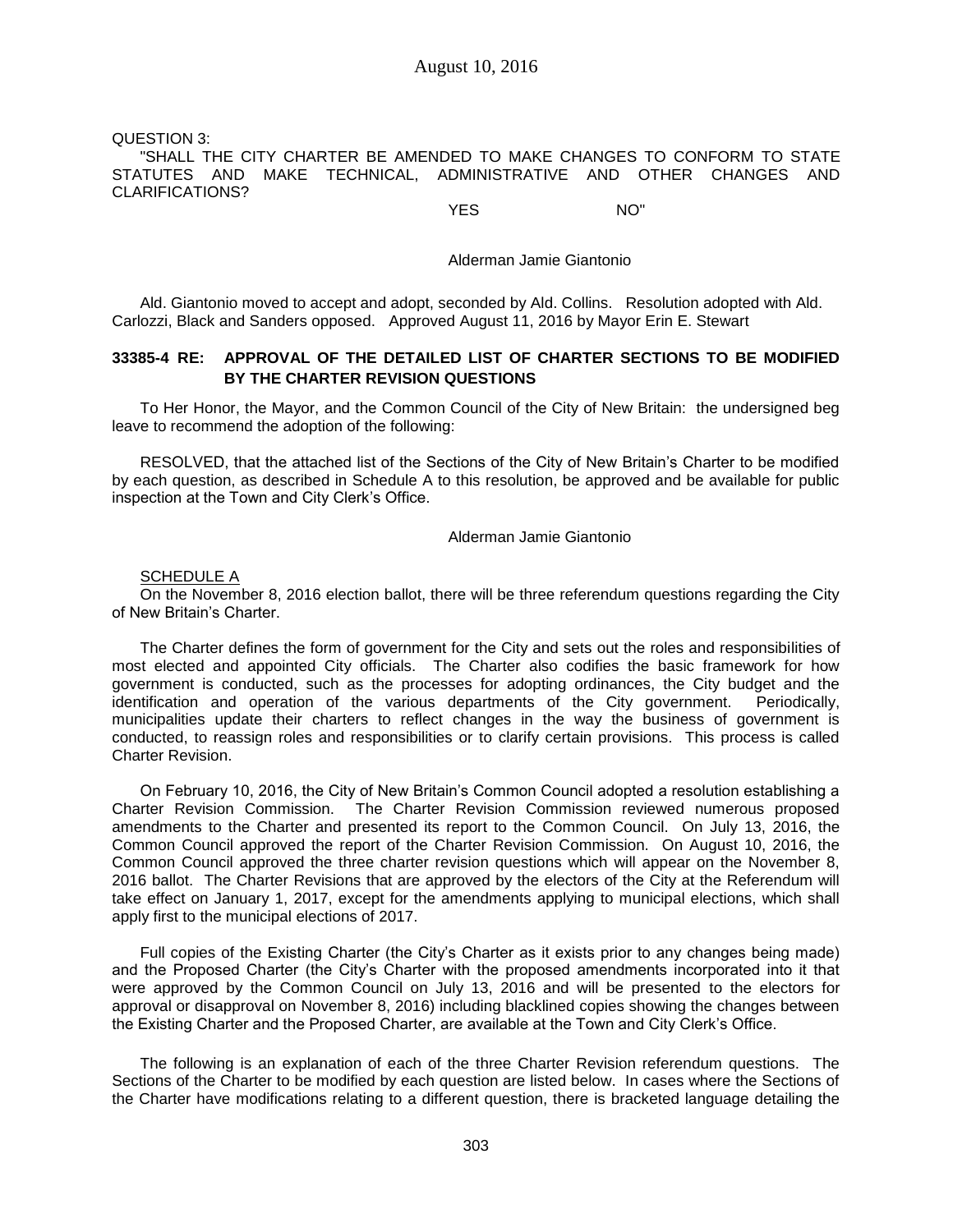QUESTION 3:

"SHALL THE CITY CHARTER BE AMENDED TO MAKE CHANGES TO CONFORM TO STATE STATUTES AND MAKE TECHNICAL, ADMINISTRATIVE AND OTHER CHANGES AND CLARIFICATIONS?

YES NO"

Alderman Jamie Giantonio

Ald. Giantonio moved to accept and adopt, seconded by Ald. Collins. Resolution adopted with Ald. Carlozzi, Black and Sanders opposed. Approved August 11, 2016 by Mayor Erin E. Stewart

**33385-4 RE: APPROVAL OF THE DETAILED LIST OF CHARTER SECTIONS TO BE MODIFIED BY THE CHARTER REVISION QUESTIONS**

To Her Honor, the Mayor, and the Common Council of the City of New Britain: the undersigned beg leave to recommend the adoption of the following:

RESOLVED, that the attached list of the Sections of the City of New Britain's Charter to be modified by each question, as described in Schedule A to this resolution, be approved and be available for public inspection at the Town and City Clerk's Office.

Alderman Jamie Giantonio

SCHEDULE A

On the November 8, 2016 election ballot, there will be three referendum questions regarding the City of New Britain's Charter.

The Charter defines the form of government for the City and sets out the roles and responsibilities of most elected and appointed City officials. The Charter also codifies the basic framework for how government is conducted, such as the processes for adopting ordinances, the City budget and the identification and operation of the various departments of the City government. Periodically, municipalities update their charters to reflect changes in the way the business of government is conducted, to reassign roles and responsibilities or to clarify certain provisions. This process is called Charter Revision.

On February 10, 2016, the City of New Britain's Common Council adopted a resolution establishing a Charter Revision Commission. The Charter Revision Commission reviewed numerous proposed amendments to the Charter and presented its report to the Common Council. On July 13, 2016, the Common Council approved the report of the Charter Revision Commission. On August 10, 2016, the Common Council approved the three charter revision questions which will appear on the November 8, 2016 ballot. The Charter Revisions that are approved by the electors of the City at the Referendum will take effect on January 1, 2017, except for the amendments applying to municipal elections, which shall apply first to the municipal elections of 2017.

Full copies of the Existing Charter (the City's Charter as it exists prior to any changes being made) and the Proposed Charter (the City's Charter with the proposed amendments incorporated into it that were approved by the Common Council on July 13, 2016 and will be presented to the electors for approval or disapproval on November 8, 2016) including blacklined copies showing the changes between the Existing Charter and the Proposed Charter, are available at the Town and City Clerk's Office.

The following is an explanation of each of the three Charter Revision referendum questions. The Sections of the Charter to be modified by each question are listed below. In cases where the Sections of the Charter have modifications relating to a different question, there is bracketed language detailing the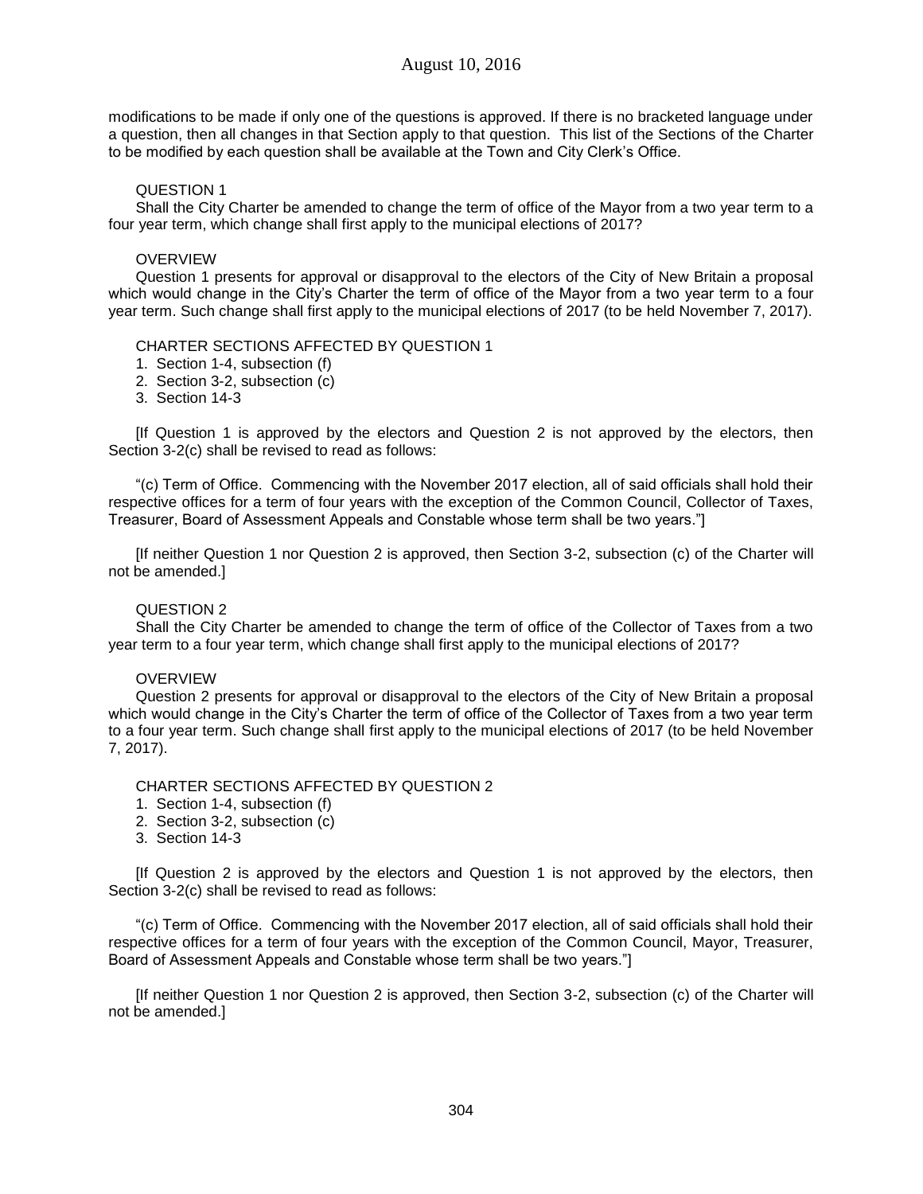modifications to be made if only one of the questions is approved. If there is no bracketed language under a question, then all changes in that Section apply to that question. This list of the Sections of the Charter to be modified by each question shall be available at the Town and City Clerk's Office.

QUESTION 1

Shall the City Charter be amended to change the term of office of the Mayor from a two year term to a four year term, which change shall first apply to the municipal elections of 2017?

OVERVIEW

Question 1 presents for approval or disapproval to the electors of the City of New Britain a proposal which would change in the City's Charter the term of office of the Mayor from a two year term to a four year term. Such change shall first apply to the municipal elections of 2017 (to be held November 7, 2017).

CHARTER SECTIONS AFFECTED BY QUESTION 1

1. Section 1-4, subsection (f)
2. Section 3-2, subsection (c)
3. Section 14-3

[If Question 1 is approved by the electors and Question 2 is not approved by the electors, then Section 3-2(c) shall be revised to read as follows:

"(c) Term of Office. Commencing with the November 2017 election, all of said officials shall hold their respective offices for a term of four years with the exception of the Common Council, Collector of Taxes, Treasurer, Board of Assessment Appeals and Constable whose term shall be two years."]

[If neither Question 1 nor Question 2 is approved, then Section 3-2, subsection (c) of the Charter will not be amended.]

QUESTION 2

Shall the City Charter be amended to change the term of office of the Collector of Taxes from a two year term to a four year term, which change shall first apply to the municipal elections of 2017?

OVERVIEW

Question 2 presents for approval or disapproval to the electors of the City of New Britain a proposal which would change in the City's Charter the term of office of the Collector of Taxes from a two year term to a four year term. Such change shall first apply to the municipal elections of 2017 (to be held November 7, 2017).

CHARTER SECTIONS AFFECTED BY QUESTION 2

1. Section 1-4, subsection (f)
2. Section 3-2, subsection (c)
3. Section 14-3

[If Question 2 is approved by the electors and Question 1 is not approved by the electors, then Section 3-2(c) shall be revised to read as follows:

"(c) Term of Office. Commencing with the November 2017 election, all of said officials shall hold their respective offices for a term of four years with the exception of the Common Council, Mayor, Treasurer, Board of Assessment Appeals and Constable whose term shall be two years."]

[If neither Question 1 nor Question 2 is approved, then Section 3-2, subsection (c) of the Charter will not be amended.]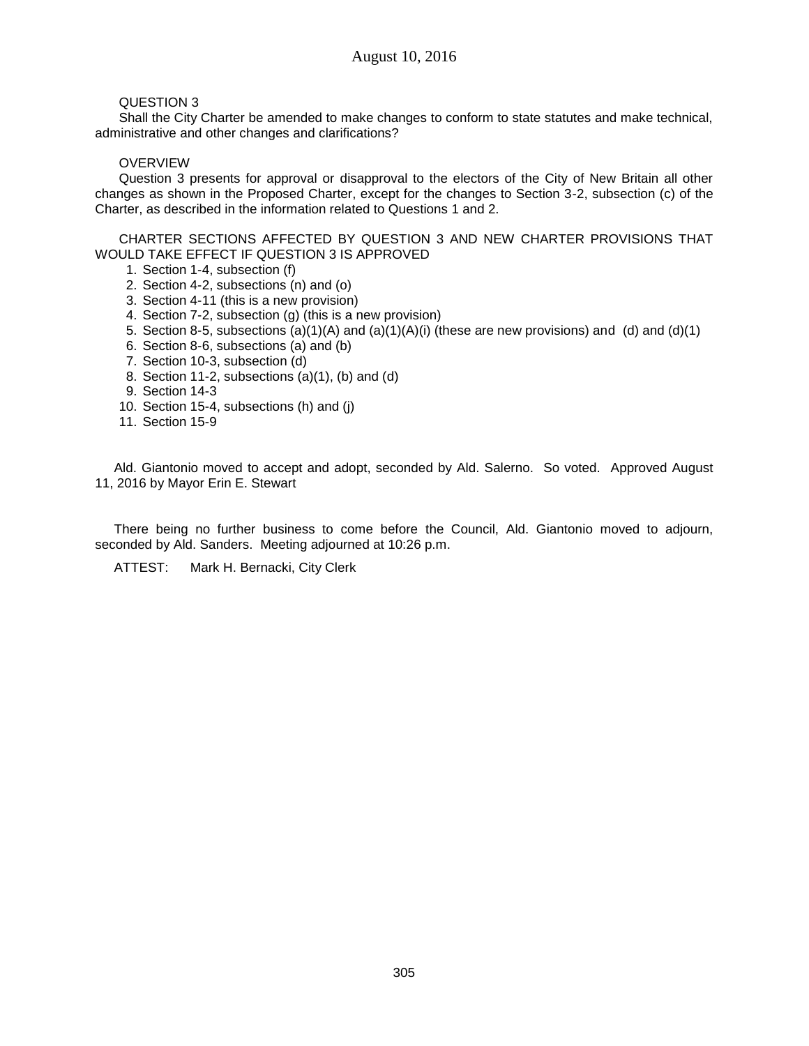QUESTION 3

Shall the City Charter be amended to make changes to conform to state statutes and make technical, administrative and other changes and clarifications?

OVERVIEW

Question 3 presents for approval or disapproval to the electors of the City of New Britain all other changes as shown in the Proposed Charter, except for the changes to Section 3-2, subsection (c) of the Charter, as described in the information related to Questions 1 and 2.

CHARTER SECTIONS AFFECTED BY QUESTION 3 AND NEW CHARTER PROVISIONS THAT WOULD TAKE EFFECT IF QUESTION 3 IS APPROVED

1. Section 1-4, subsection (f)
2. Section 4-2, subsections (n) and (o)
3. Section 4-11 (this is a new provision)
4. Section 7-2, subsection (g) (this is a new provision)
5. Section 8-5, subsections (a)(1)(A) and (a)(1)(A)(i) (these are new provisions) and (d) and (d)(1)
6. Section 8-6, subsections (a) and (b)
7. Section 10-3, subsection (d)
8. Section 11-2, subsections (a)(1), (b) and (d)
9. Section 14-3
10. Section 15-4, subsections (h) and (j)
11. Section 15-9

Ald. Giantonio moved to accept and adopt, seconded by Ald. Salerno. So voted. Approved August 11, 2016 by Mayor Erin E. Stewart

There being no further business to come before the Council, Ald. Giantonio moved to adjourn, seconded by Ald. Sanders. Meeting adjourned at 10:26 p.m.

ATTEST: Mark H. Bernacki, City Clerk